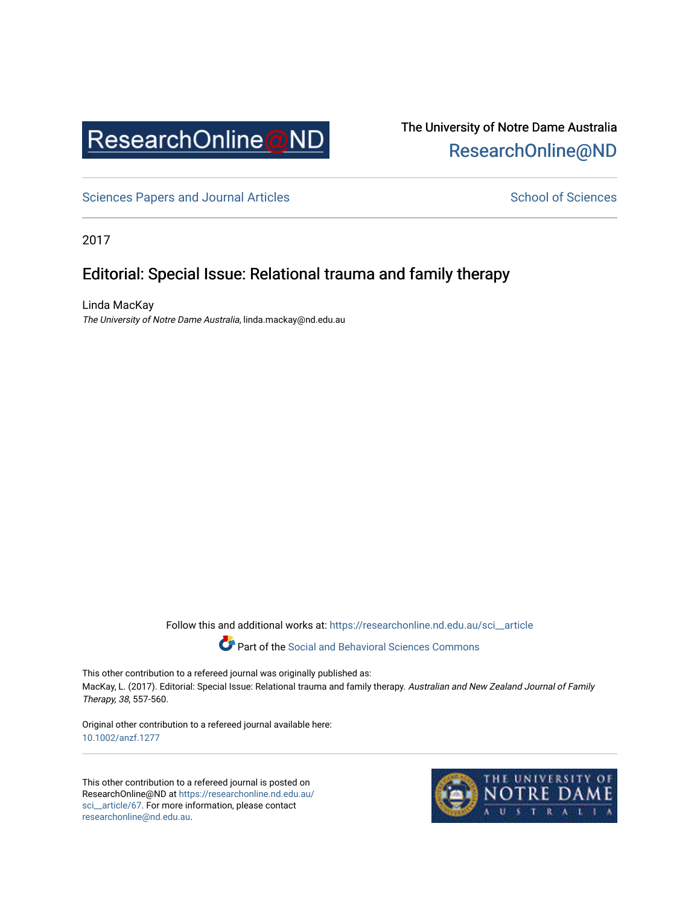ResearchOnline@ND

The University of Notre Dame Australia
ResearchOnline@ND

Sciences Papers and Journal Articles

School of Sciences

2017

# Editorial: Special Issue: Relational trauma and family therapy

Linda MacKay
*The University of Notre Dame Australia*, linda.mackay@nd.edu.au

Follow this and additional works at: https://researchonline.nd.edu.au/sci__article

Part of the Social and Behavioral Sciences Commons

This other contribution to a refereed journal was originally published as:
MacKay, L. (2017). Editorial: Special Issue: Relational trauma and family therapy. *Australian and New Zealand Journal of Family Therapy, 38*, 557-560.

Original other contribution to a refereed journal available here:
10.1002/anzf.1277

This other contribution to a refereed journal is posted on ResearchOnline@ND at https://researchonline.nd.edu.au/sci__article/67. For more information, please contact researchonline@nd.edu.au.

THE UNIVERSITY OF NOTRE DAME AUSTRALIA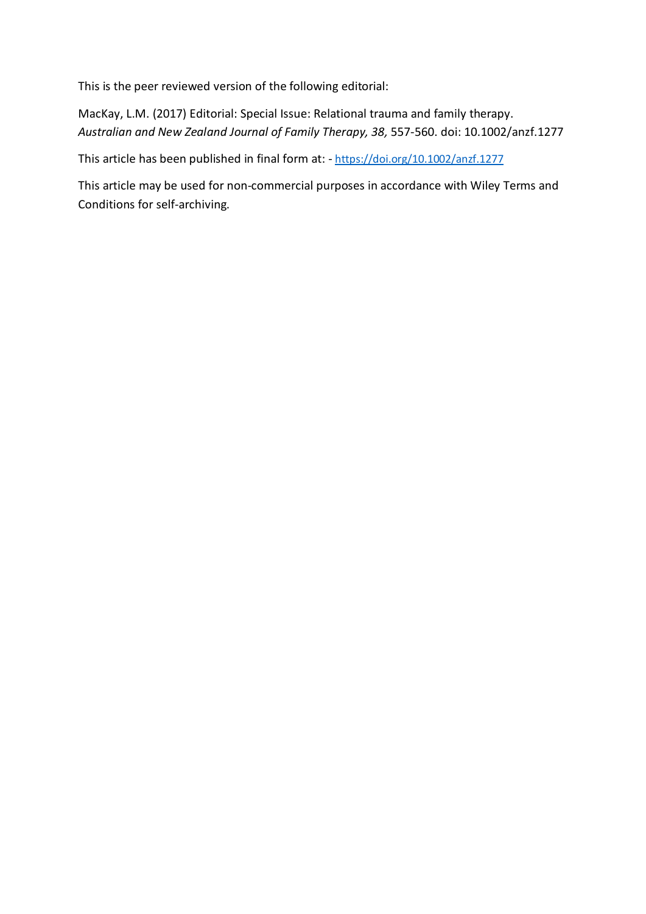This is the peer reviewed version of the following editorial:

MacKay, L.M. (2017) Editorial: Special Issue: Relational trauma and family therapy. *Australian and New Zealand Journal of Family Therapy, 38,* 557-560. doi: 10.1002/anzf.1277

This article has been published in final form at: - [https://doi.org/10.1002/anzf.1277](https://doi.org/10.1002/anzf.1277)

This article may be used for non-commercial purposes in accordance with Wiley Terms and Conditions for self-archiving.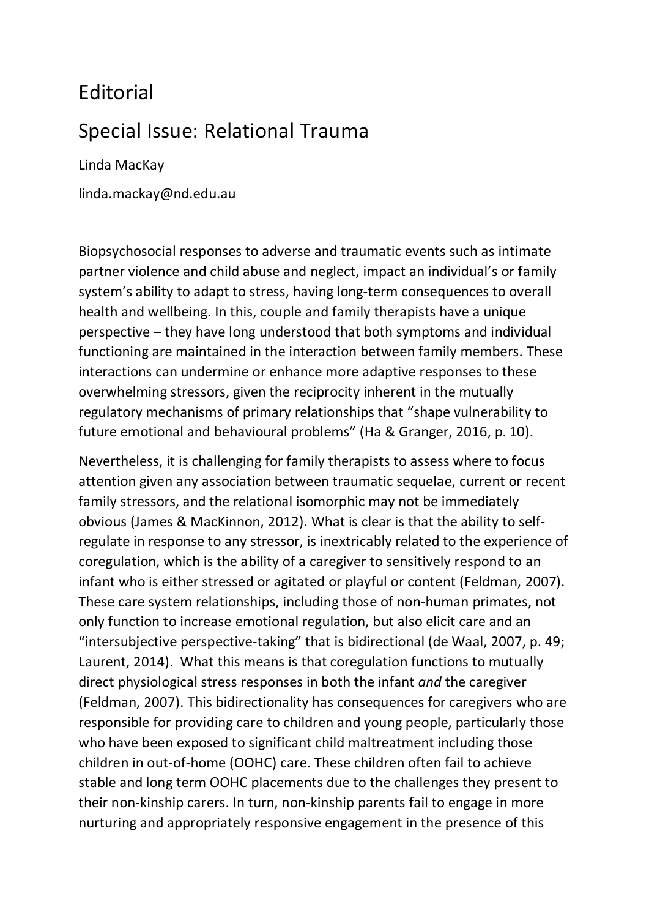# Editorial

## Special Issue: Relational Trauma

Linda MacKay

linda.mackay@nd.edu.au

Biopsychosocial responses to adverse and traumatic events such as intimate partner violence and child abuse and neglect, impact an individual's or family system's ability to adapt to stress, having long-term consequences to overall health and wellbeing. In this, couple and family therapists have a unique perspective – they have long understood that both symptoms and individual functioning are maintained in the interaction between family members. These interactions can undermine or enhance more adaptive responses to these overwhelming stressors, given the reciprocity inherent in the mutually regulatory mechanisms of primary relationships that "shape vulnerability to future emotional and behavioural problems" (Ha & Granger, 2016, p. 10).

Nevertheless, it is challenging for family therapists to assess where to focus attention given any association between traumatic sequelae, current or recent family stressors, and the relational isomorphic may not be immediately obvious (James & MacKinnon, 2012). What is clear is that the ability to self-regulate in response to any stressor, is inextricably related to the experience of coregulation, which is the ability of a caregiver to sensitively respond to an infant who is either stressed or agitated or playful or content (Feldman, 2007). These care system relationships, including those of non-human primates, not only function to increase emotional regulation, but also elicit care and an "intersubjective perspective-taking" that is bidirectional (de Waal, 2007, p. 49; Laurent, 2014). What this means is that coregulation functions to mutually direct physiological stress responses in both the infant *and* the caregiver (Feldman, 2007). This bidirectionality has consequences for caregivers who are responsible for providing care to children and young people, particularly those who have been exposed to significant child maltreatment including those children in out-of-home (OOHC) care. These children often fail to achieve stable and long term OOHC placements due to the challenges they present to their non-kinship carers. In turn, non-kinship parents fail to engage in more nurturing and appropriately responsive engagement in the presence of this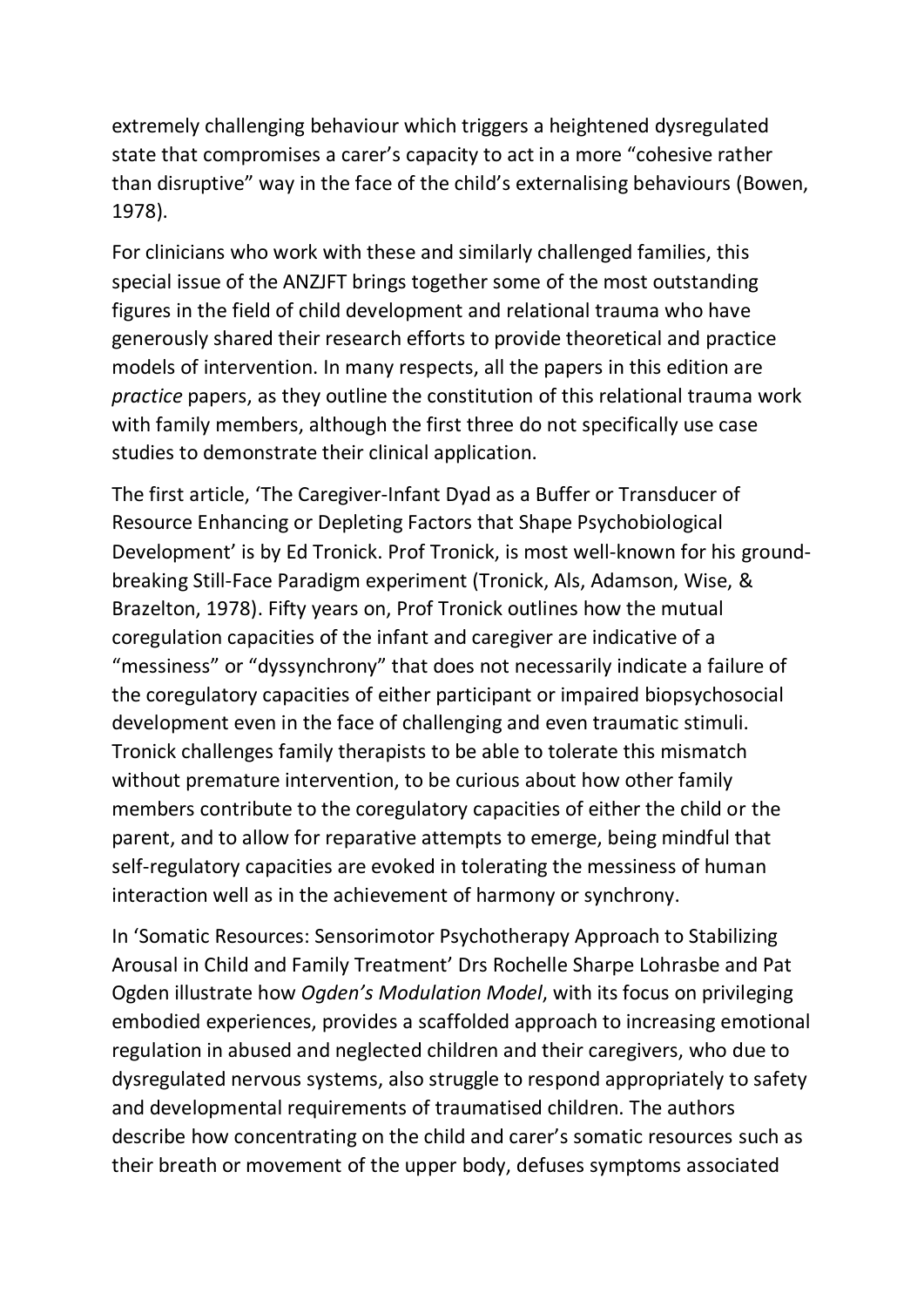extremely challenging behaviour which triggers a heightened dysregulated state that compromises a carer's capacity to act in a more "cohesive rather than disruptive" way in the face of the child's externalising behaviours (Bowen, 1978).

For clinicians who work with these and similarly challenged families, this special issue of the ANZJFT brings together some of the most outstanding figures in the field of child development and relational trauma who have generously shared their research efforts to provide theoretical and practice models of intervention. In many respects, all the papers in this edition are *practice* papers, as they outline the constitution of this relational trauma work with family members, although the first three do not specifically use case studies to demonstrate their clinical application.

The first article, 'The Caregiver-Infant Dyad as a Buffer or Transducer of Resource Enhancing or Depleting Factors that Shape Psychobiological Development' is by Ed Tronick. Prof Tronick, is most well-known for his ground-breaking Still-Face Paradigm experiment (Tronick, Als, Adamson, Wise, & Brazelton, 1978). Fifty years on, Prof Tronick outlines how the mutual coregulation capacities of the infant and caregiver are indicative of a "messiness" or "dyssynchrony" that does not necessarily indicate a failure of the coregulatory capacities of either participant or impaired biopsychosocial development even in the face of challenging and even traumatic stimuli. Tronick challenges family therapists to be able to tolerate this mismatch without premature intervention, to be curious about how other family members contribute to the coregulatory capacities of either the child or the parent, and to allow for reparative attempts to emerge, being mindful that self-regulatory capacities are evoked in tolerating the messiness of human interaction well as in the achievement of harmony or synchrony.

In 'Somatic Resources: Sensorimotor Psychotherapy Approach to Stabilizing Arousal in Child and Family Treatment' Drs Rochelle Sharpe Lohrasbe and Pat Ogden illustrate how *Ogden's Modulation Model*, with its focus on privileging embodied experiences, provides a scaffolded approach to increasing emotional regulation in abused and neglected children and their caregivers, who due to dysregulated nervous systems, also struggle to respond appropriately to safety and developmental requirements of traumatised children. The authors describe how concentrating on the child and carer's somatic resources such as their breath or movement of the upper body, defuses symptoms associated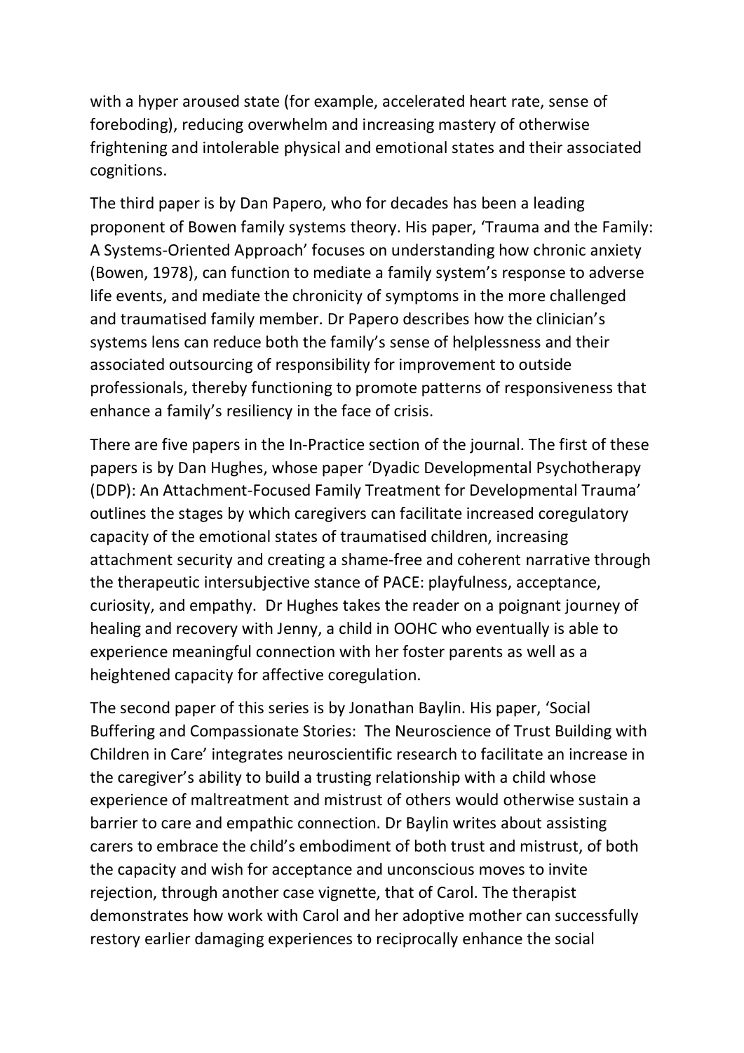with a hyper aroused state (for example, accelerated heart rate, sense of foreboding), reducing overwhelm and increasing mastery of otherwise frightening and intolerable physical and emotional states and their associated cognitions.

The third paper is by Dan Papero, who for decades has been a leading proponent of Bowen family systems theory. His paper, 'Trauma and the Family: A Systems-Oriented Approach' focuses on understanding how chronic anxiety (Bowen, 1978), can function to mediate a family system's response to adverse life events, and mediate the chronicity of symptoms in the more challenged and traumatised family member. Dr Papero describes how the clinician's systems lens can reduce both the family's sense of helplessness and their associated outsourcing of responsibility for improvement to outside professionals, thereby functioning to promote patterns of responsiveness that enhance a family's resiliency in the face of crisis.

There are five papers in the In-Practice section of the journal. The first of these papers is by Dan Hughes, whose paper 'Dyadic Developmental Psychotherapy (DDP): An Attachment-Focused Family Treatment for Developmental Trauma' outlines the stages by which caregivers can facilitate increased coregulatory capacity of the emotional states of traumatised children, increasing attachment security and creating a shame-free and coherent narrative through the therapeutic intersubjective stance of PACE: playfulness, acceptance, curiosity, and empathy. Dr Hughes takes the reader on a poignant journey of healing and recovery with Jenny, a child in OOHC who eventually is able to experience meaningful connection with her foster parents as well as a heightened capacity for affective coregulation.

The second paper of this series is by Jonathan Baylin. His paper, 'Social Buffering and Compassionate Stories: The Neuroscience of Trust Building with Children in Care' integrates neuroscientific research to facilitate an increase in the caregiver's ability to build a trusting relationship with a child whose experience of maltreatment and mistrust of others would otherwise sustain a barrier to care and empathic connection. Dr Baylin writes about assisting carers to embrace the child's embodiment of both trust and mistrust, of both the capacity and wish for acceptance and unconscious moves to invite rejection, through another case vignette, that of Carol. The therapist demonstrates how work with Carol and her adoptive mother can successfully restory earlier damaging experiences to reciprocally enhance the social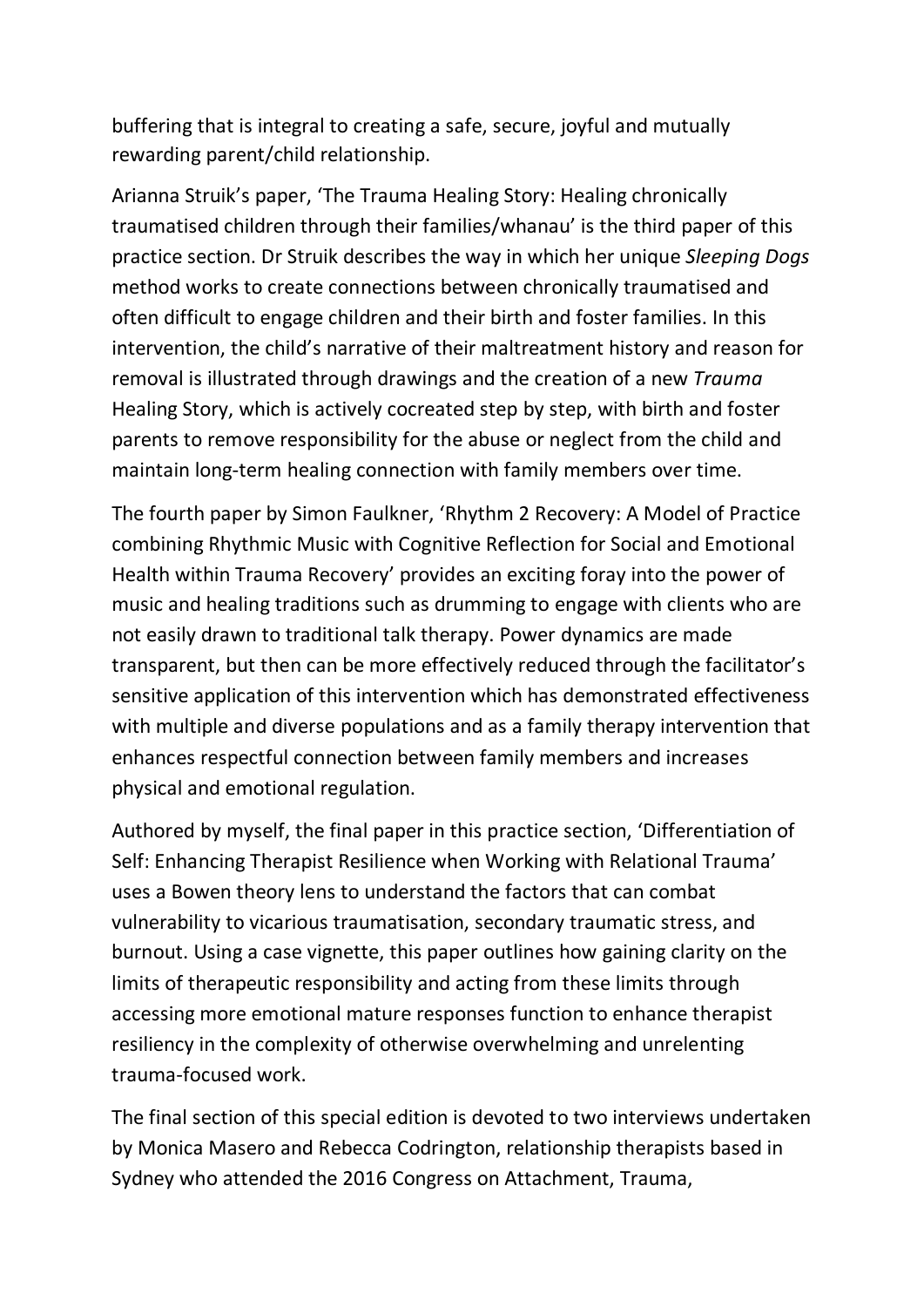buffering that is integral to creating a safe, secure, joyful and mutually rewarding parent/child relationship.

Arianna Struik's paper, 'The Trauma Healing Story: Healing chronically traumatised children through their families/whanau' is the third paper of this practice section. Dr Struik describes the way in which her unique *Sleeping Dogs* method works to create connections between chronically traumatised and often difficult to engage children and their birth and foster families. In this intervention, the child's narrative of their maltreatment history and reason for removal is illustrated through drawings and the creation of a new *Trauma* Healing Story, which is actively cocreated step by step, with birth and foster parents to remove responsibility for the abuse or neglect from the child and maintain long-term healing connection with family members over time.

The fourth paper by Simon Faulkner, 'Rhythm 2 Recovery: A Model of Practice combining Rhythmic Music with Cognitive Reflection for Social and Emotional Health within Trauma Recovery' provides an exciting foray into the power of music and healing traditions such as drumming to engage with clients who are not easily drawn to traditional talk therapy. Power dynamics are made transparent, but then can be more effectively reduced through the facilitator's sensitive application of this intervention which has demonstrated effectiveness with multiple and diverse populations and as a family therapy intervention that enhances respectful connection between family members and increases physical and emotional regulation.

Authored by myself, the final paper in this practice section, 'Differentiation of Self: Enhancing Therapist Resilience when Working with Relational Trauma' uses a Bowen theory lens to understand the factors that can combat vulnerability to vicarious traumatisation, secondary traumatic stress, and burnout. Using a case vignette, this paper outlines how gaining clarity on the limits of therapeutic responsibility and acting from these limits through accessing more emotional mature responses function to enhance therapist resiliency in the complexity of otherwise overwhelming and unrelenting trauma-focused work.

The final section of this special edition is devoted to two interviews undertaken by Monica Masero and Rebecca Codrington, relationship therapists based in Sydney who attended the 2016 Congress on Attachment, Trauma,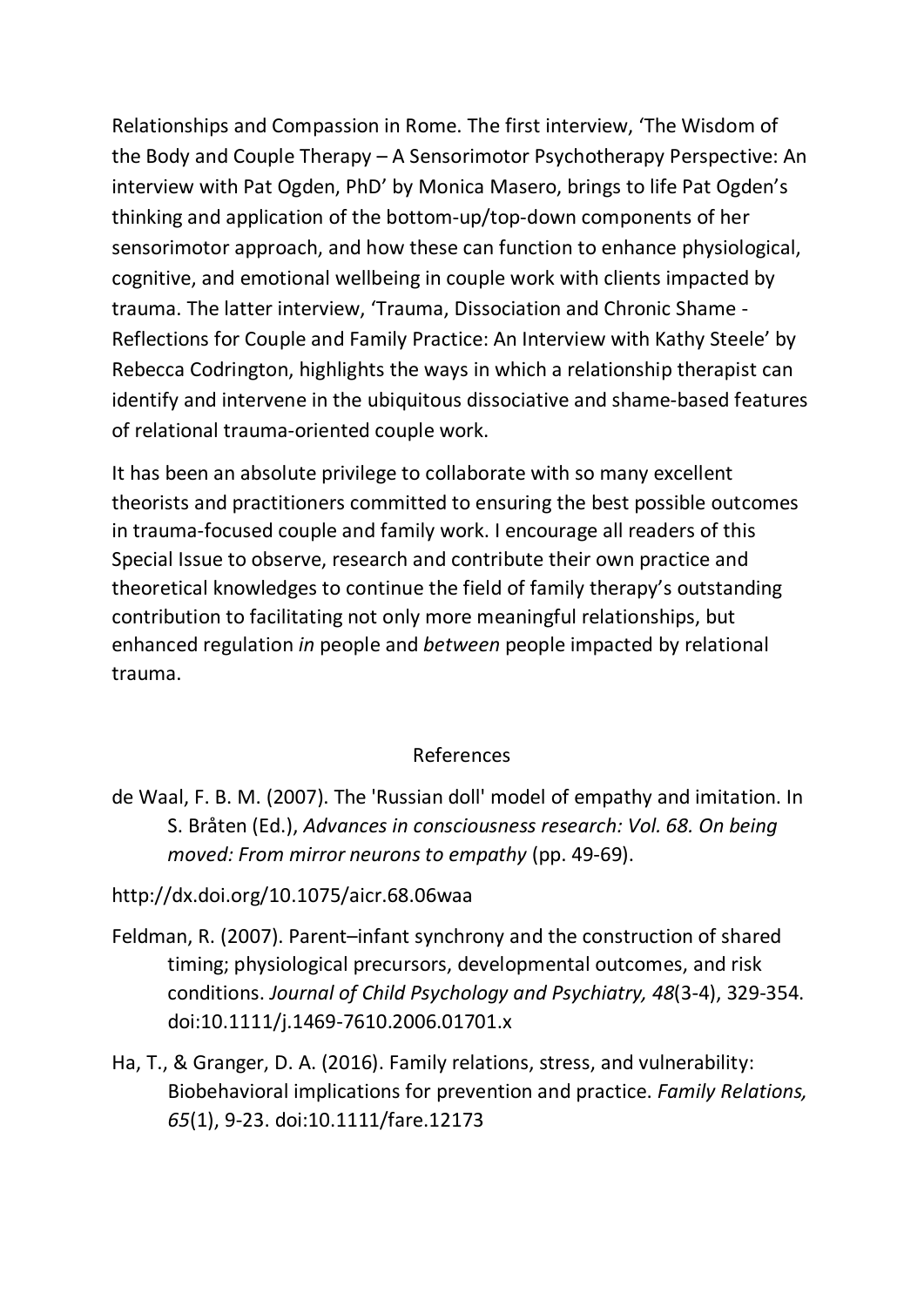Relationships and Compassion in Rome. The first interview, 'The Wisdom of the Body and Couple Therapy – A Sensorimotor Psychotherapy Perspective: An interview with Pat Ogden, PhD' by Monica Masero, brings to life Pat Ogden's thinking and application of the bottom-up/top-down components of her sensorimotor approach, and how these can function to enhance physiological, cognitive, and emotional wellbeing in couple work with clients impacted by trauma. The latter interview, 'Trauma, Dissociation and Chronic Shame - Reflections for Couple and Family Practice: An Interview with Kathy Steele' by Rebecca Codrington, highlights the ways in which a relationship therapist can identify and intervene in the ubiquitous dissociative and shame-based features of relational trauma-oriented couple work.

It has been an absolute privilege to collaborate with so many excellent theorists and practitioners committed to ensuring the best possible outcomes in trauma-focused couple and family work. I encourage all readers of this Special Issue to observe, research and contribute their own practice and theoretical knowledges to continue the field of family therapy's outstanding contribution to facilitating not only more meaningful relationships, but enhanced regulation *in* people and *between* people impacted by relational trauma.

## References

de Waal, F. B. M. (2007). The 'Russian doll' model of empathy and imitation. In S. Bråten (Ed.), *Advances in consciousness research: Vol. 68. On being moved: From mirror neurons to empathy* (pp. 49-69).

http://dx.doi.org/10.1075/aicr.68.06waa

Feldman, R. (2007). Parent–infant synchrony and the construction of shared timing; physiological precursors, developmental outcomes, and risk conditions. *Journal of Child Psychology and Psychiatry, 48*(3-4), 329-354. doi:10.1111/j.1469-7610.2006.01701.x

Ha, T., & Granger, D. A. (2016). Family relations, stress, and vulnerability: Biobehavioral implications for prevention and practice. *Family Relations, 65*(1), 9-23. doi:10.1111/fare.12173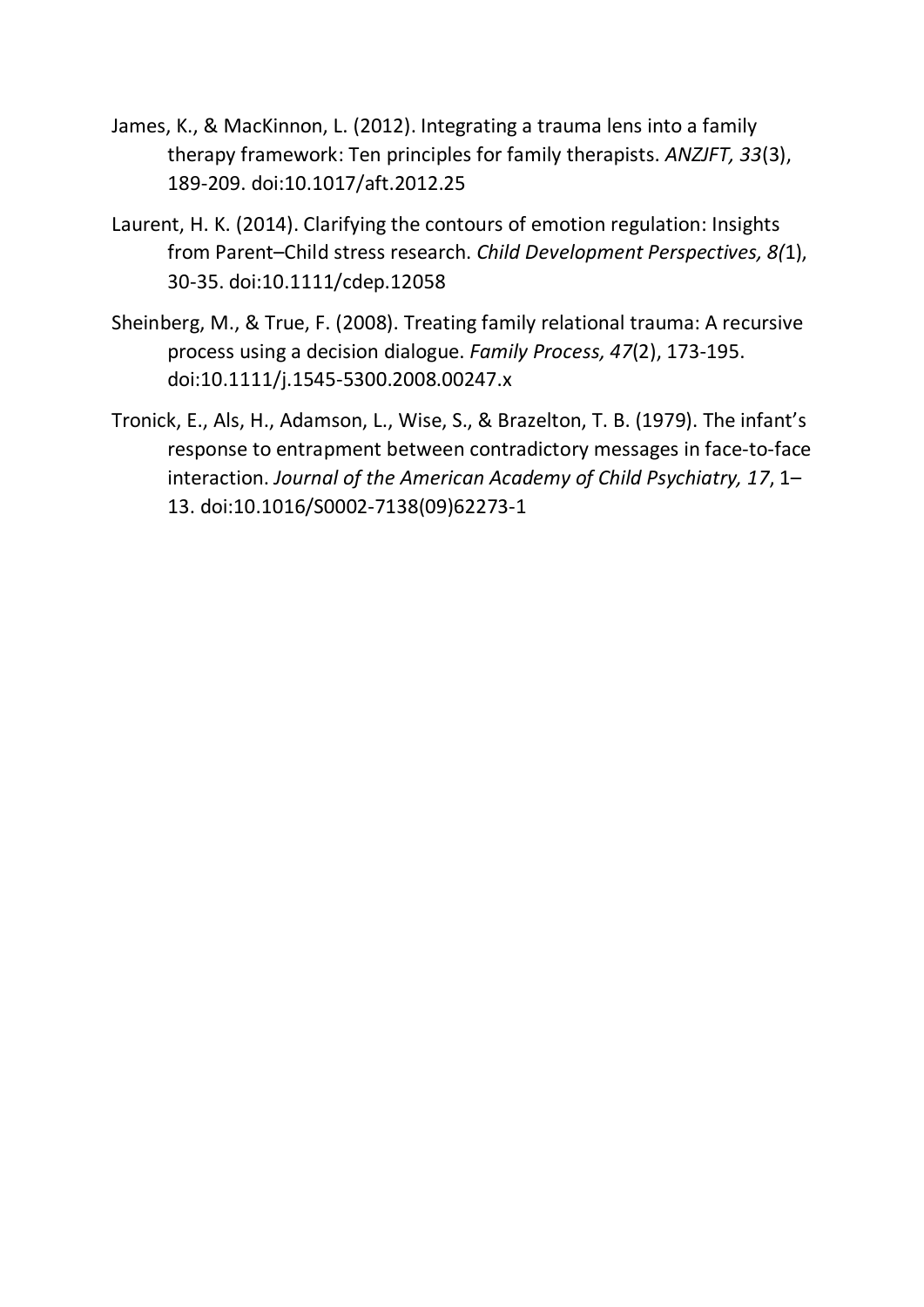James, K., & MacKinnon, L. (2012). Integrating a trauma lens into a family therapy framework: Ten principles for family therapists. *ANZJFT, 33*(3), 189-209. doi:10.1017/aft.2012.25

Laurent, H. K. (2014). Clarifying the contours of emotion regulation: Insights from Parent–Child stress research. *Child Development Perspectives, 8(*1), 30-35. doi:10.1111/cdep.12058

Sheinberg, M., & True, F. (2008). Treating family relational trauma: A recursive process using a decision dialogue. *Family Process, 47*(2), 173-195. doi:10.1111/j.1545-5300.2008.00247.x

Tronick, E., Als, H., Adamson, L., Wise, S., & Brazelton, T. B. (1979). The infant's response to entrapment between contradictory messages in face-to-face interaction. *Journal of the American Academy of Child Psychiatry, 17*, 1–13. doi:10.1016/S0002-7138(09)62273-1